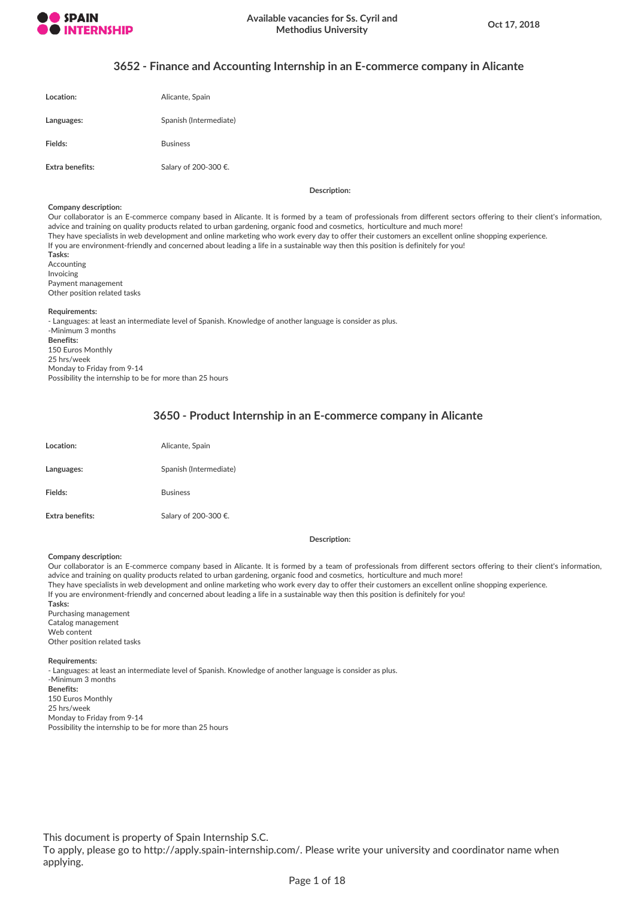## 3652 - Finance and Accounting Internship in an E-commerce company in Alicante

| | |
|---|---|
| **Location:** | Alicante, Spain |
| **Languages:** | Spanish (Intermediate) |
| **Fields:** | Business |
| **Extra benefits:** | Salary of 200-300 €. |

**Description:**

**Company description:**
Our collaborator is an E-commerce company based in Alicante. It is formed by a team of professionals from different sectors offering to their client's information, advice and training on quality products related to urban gardening, organic food and cosmetics, horticulture and much more!
They have specialists in web development and online marketing who work every day to offer their customers an excellent online shopping experience.
If you are environment-friendly and concerned about leading a life in a sustainable way then this position is definitely for you!

**Tasks:**
Accounting
Invoicing
Payment management
Other position related tasks

**Requirements:**
- Languages: at least an intermediate level of Spanish. Knowledge of another language is consider as plus.
-Minimum 3 months

**Benefits:**
150 Euros Monthly
25 hrs/week
Monday to Friday from 9-14
Possibility the internship to be for more than 25 hours

## 3650 - Product Internship in an E-commerce company in Alicante

| | |
|---|---|
| **Location:** | Alicante, Spain |
| **Languages:** | Spanish (Intermediate) |
| **Fields:** | Business |
| **Extra benefits:** | Salary of 200-300 €. |

**Description:**

**Company description:**
Our collaborator is an E-commerce company based in Alicante. It is formed by a team of professionals from different sectors offering to their client's information, advice and training on quality products related to urban gardening, organic food and cosmetics, horticulture and much more!
They have specialists in web development and online marketing who work every day to offer their customers an excellent online shopping experience.
If you are environment-friendly and concerned about leading a life in a sustainable way then this position is definitely for you!

**Tasks:**
Purchasing management
Catalog management
Web content
Other position related tasks

**Requirements:**
- Languages: at least an intermediate level of Spanish. Knowledge of another language is consider as plus.
-Minimum 3 months

**Benefits:**
150 Euros Monthly
25 hrs/week
Monday to Friday from 9-14
Possibility the internship to be for more than 25 hours

This document is property of Spain Internship S.C.
To apply, please go to http://apply.spain-internship.com/. Please write your university and coordinator name when applying.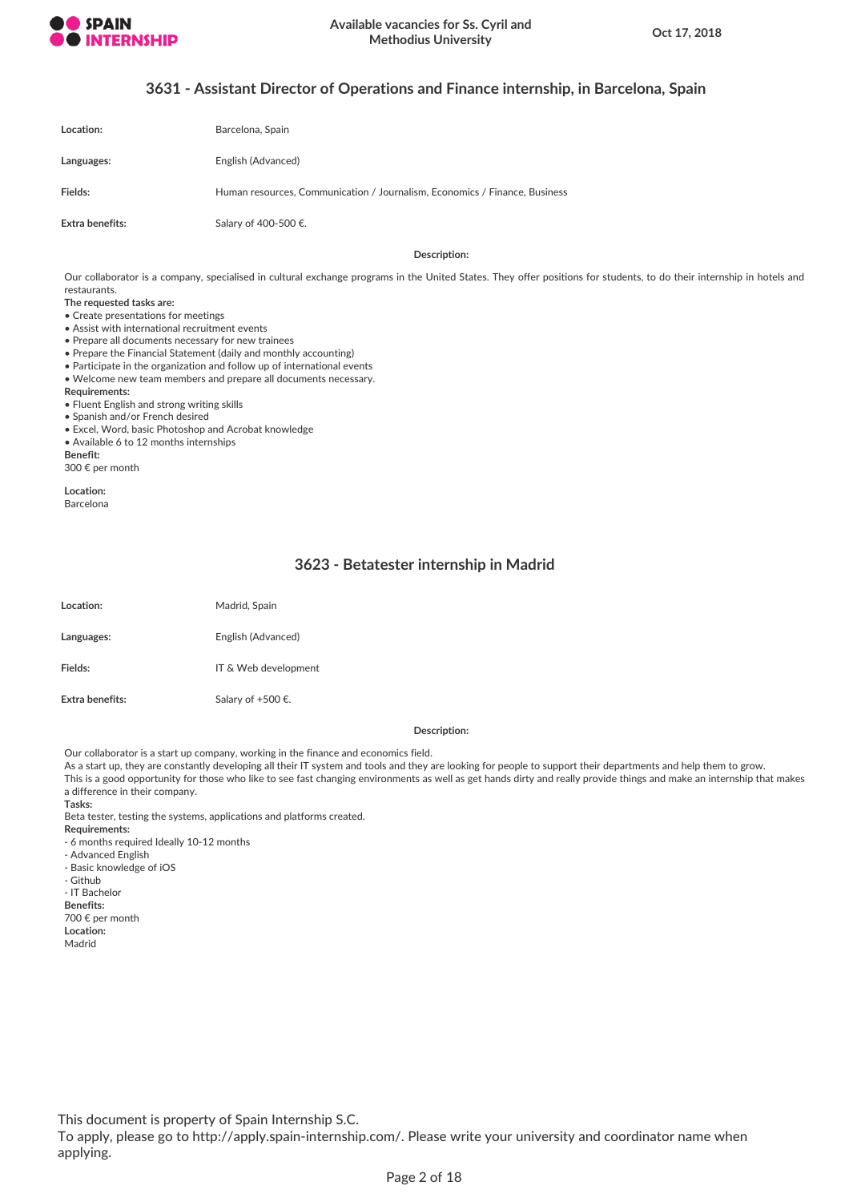## 3631 - Assistant Director of Operations and Finance internship, in Barcelona, Spain

| | |
|---|---|
| **Location:** | Barcelona, Spain |
| **Languages:** | English (Advanced) |
| **Fields:** | Human resources, Communication / Journalism, Economics / Finance, Business |
| **Extra benefits:** | Salary of 400-500 €. |

**Description:**

Our collaborator is a company, specialised in cultural exchange programs in the United States. They offer positions for students, to do their internship in hotels and restaurants.

**The requested tasks are:**

- Create presentations for meetings
- Assist with international recruitment events
- Prepare all documents necessary for new trainees
- Prepare the Financial Statement (daily and monthly accounting)
- Participate in the organization and follow up of international events
- Welcome new team members and prepare all documents necessary.

**Requirements:**

- Fluent English and strong writing skills
- Spanish and/or French desired
- Excel, Word, basic Photoshop and Acrobat knowledge
- Available 6 to 12 months internships

**Benefit:**
300 € per month

**Location:**
Barcelona

## 3623 - Betatester internship in Madrid

| | |
|---|---|
| **Location:** | Madrid, Spain |
| **Languages:** | English (Advanced) |
| **Fields:** | IT & Web development |
| **Extra benefits:** | Salary of +500 €. |

**Description:**

Our collaborator is a start up company, working in the finance and economics field.
As a start up, they are constantly developing all their IT system and tools and they are looking for people to support their departments and help them to grow.
This is a good opportunity for those who like to see fast changing environments as well as get hands dirty and really provide things and make an internship that makes a difference in their company.

**Tasks:**
Beta tester, testing the systems, applications and platforms created.

**Requirements:**

- 6 months required Ideally 10-12 months
- Advanced English
- Basic knowledge of iOS
- Github
- IT Bachelor

**Benefits:**
700 € per month

**Location:**
Madrid

This document is property of Spain Internship S.C.
To apply, please go to http://apply.spain-internship.com/. Please write your university and coordinator name when applying.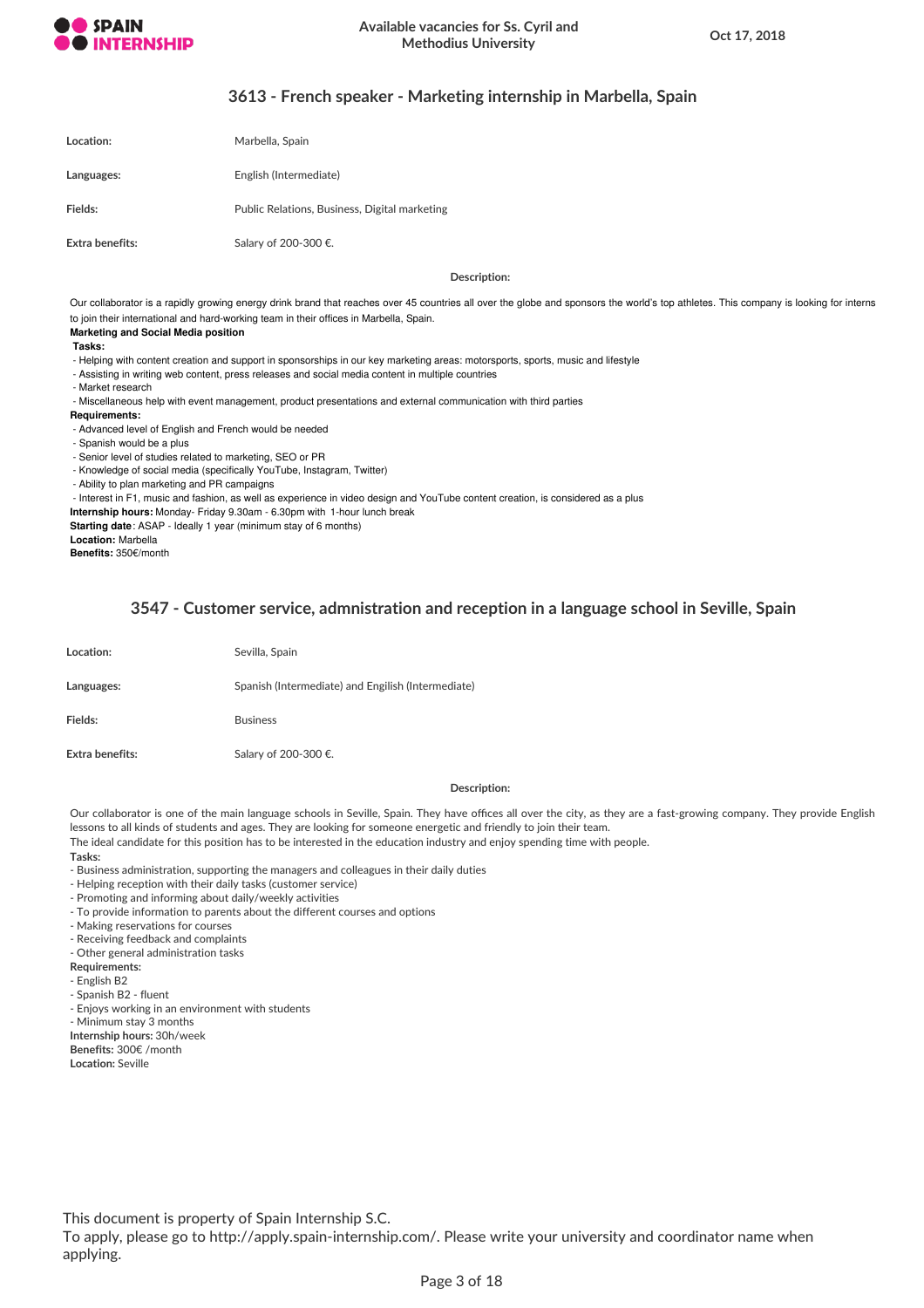## 3613 - French speaker - Marketing internship in Marbella, Spain

| | |
|---|---|
| **Location:** | Marbella, Spain |
| **Languages:** | English (Intermediate) |
| **Fields:** | Public Relations, Business, Digital marketing |
| **Extra benefits:** | Salary of 200-300 €. |

**Description:**

Our collaborator is a rapidly growing energy drink brand that reaches over 45 countries all over the globe and sponsors the world's top athletes. This company is looking for interns to join their international and hard-working team in their offices in Marbella, Spain.

**Marketing and Social Media position**

**Tasks:**

- Helping with content creation and support in sponsorships in our key marketing areas: motorsports, sports, music and lifestyle
- Assisting in writing web content, press releases and social media content in multiple countries
- Market research
- Miscellaneous help with event management, product presentations and external communication with third parties

**Requirements:**

- Advanced level of English and French would be needed
- Spanish would be a plus
- Senior level of studies related to marketing, SEO or PR
- Knowledge of social media (specifically YouTube, Instagram, Twitter)
- Ability to plan marketing and PR campaigns
- Interest in F1, music and fashion, as well as experience in video design and YouTube content creation, is considered as a plus

**Internship hours:** Monday- Friday 9.30am - 6.30pm with 1-hour lunch break
**Starting date**: ASAP - Ideally 1 year (minimum stay of 6 months)
**Location:** Marbella
**Benefits:** 350€/month

## 3547 - Customer service, admnistration and reception in a language school in Seville, Spain

| | |
|---|---|
| **Location:** | Sevilla, Spain |
| **Languages:** | Spanish (Intermediate) and English (Intermediate) |
| **Fields:** | Business |
| **Extra benefits:** | Salary of 200-300 €. |

**Description:**

Our collaborator is one of the main language schools in Seville, Spain. They have offices all over the city, as they are a fast-growing company. They provide English lessons to all kinds of students and ages. They are looking for someone energetic and friendly to join their team.
The ideal candidate for this position has to be interested in the education industry and enjoy spending time with people.

**Tasks:**

- Business administration, supporting the managers and colleagues in their daily duties
- Helping reception with their daily tasks (customer service)
- Promoting and informing about daily/weekly activities
- To provide information to parents about the different courses and options
- Making reservations for courses
- Receiving feedback and complaints
- Other general administration tasks

**Requirements:**

- English B2
- Spanish B2 - fluent
- Enjoys working in an environment with students
- Minimum stay 3 months

**Internship hours:** 30h/week
**Benefits:** 300€ /month
**Location:** Seville

This document is property of Spain Internship S.C.
To apply, please go to http://apply.spain-internship.com/. Please write your university and coordinator name when applying.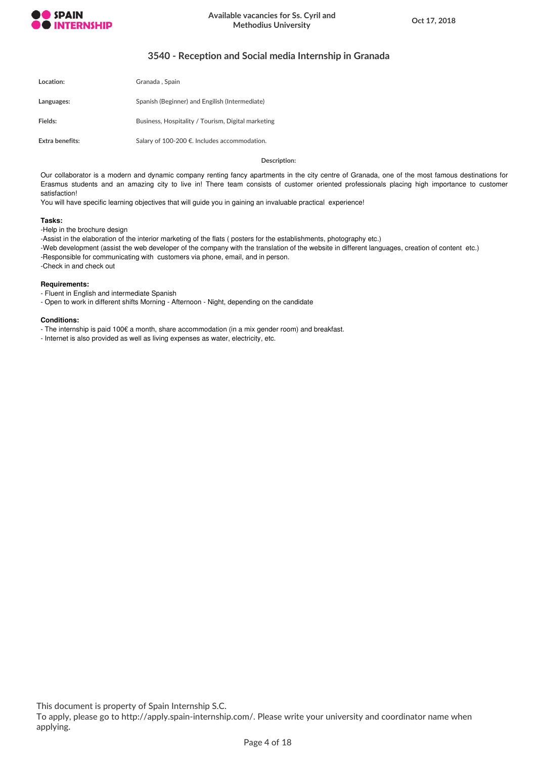## 3540 - Reception and Social media Internship in Granada

| | |
|---|---|
| **Location:** | Granada , Spain |
| **Languages:** | Spanish (Beginner) and Engilish (Intermediate) |
| **Fields:** | Business, Hospitality / Tourism, Digital marketing |
| **Extra benefits:** | Salary of 100-200 €. Includes accommodation. |

**Description:**

Our collaborator is a modern and dynamic company renting fancy apartments in the city centre of Granada, one of the most famous destinations for Erasmus students and an amazing city to live in! There team consists of customer oriented professionals placing high importance to customer satisfaction!

You will have specific learning objectives that will guide you in gaining an invaluable practical experience!

**Tasks:**

-Help in the brochure design

-Assist in the elaboration of the interior marketing of the flats ( posters for the establishments, photography etc.)

-Web development (assist the web developer of the company with the translation of the website in different languages, creation of content etc.)

-Responsible for communicating with customers via phone, email, and in person.

-Check in and check out

**Requirements:**

- Fluent in English and intermediate Spanish
- Open to work in different shifts Morning - Afternoon - Night, depending on the candidate

**Conditions:**

- The internship is paid 100€ a month, share accommodation (in a mix gender room) and breakfast.
- Internet is also provided as well as living expenses as water, electricity, etc.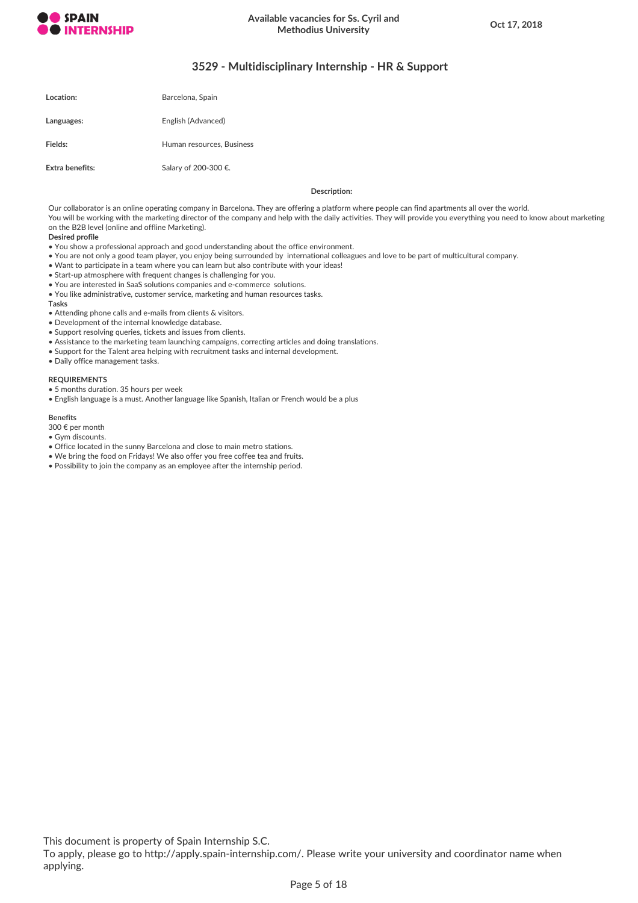## 3529 - Multidisciplinary Internship - HR & Support

| | |
|---|---|
| **Location:** | Barcelona, Spain |
| **Languages:** | English (Advanced) |
| **Fields:** | Human resources, Business |
| **Extra benefits:** | Salary of 200-300 €. |

**Description:**

Our collaborator is an online operating company in Barcelona. They are offering a platform where people can find apartments all over the world.
You will be working with the marketing director of the company and help with the daily activities. They will provide you everything you need to know about marketing on the B2B level (online and offline Marketing).

**Desired profile**

- You show a professional approach and good understanding about the office environment.
- You are not only a good team player, you enjoy being surrounded by international colleagues and love to be part of multicultural company.
- Want to participate in a team where you can learn but also contribute with your ideas!
- Start-up atmosphere with frequent changes is challenging for you.
- You are interested in SaaS solutions companies and e-commerce solutions.
- You like administrative, customer service, marketing and human resources tasks.

**Tasks**

- Attending phone calls and e-mails from clients & visitors.
- Development of the internal knowledge database.
- Support resolving queries, tickets and issues from clients.
- Assistance to the marketing team launching campaigns, correcting articles and doing translations.
- Support for the Talent area helping with recruitment tasks and internal development.
- Daily office management tasks.

**REQUIREMENTS**

- 5 months duration. 35 hours per week
- English language is a must. Another language like Spanish, Italian or French would be a plus

**Benefits**

300 € per month

- Gym discounts.
- Office located in the sunny Barcelona and close to main metro stations.
- We bring the food on Fridays! We also offer you free coffee tea and fruits.
- Possibility to join the company as an employee after the internship period.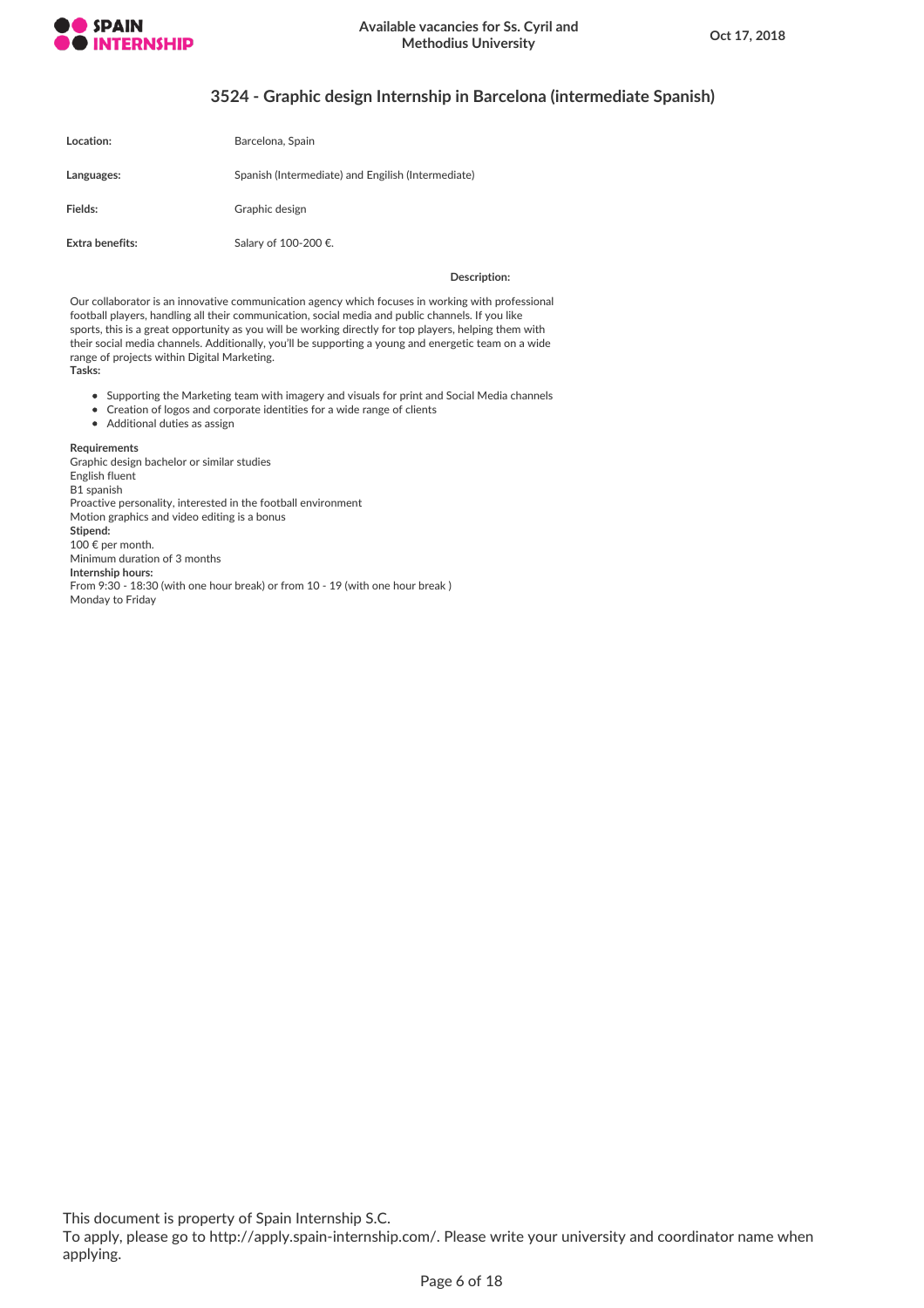## 3524 - Graphic design Internship in Barcelona (intermediate Spanish)

| | |
|---|---|
| **Location:** | Barcelona, Spain |
| **Languages:** | Spanish (Intermediate) and Engilish (Intermediate) |
| **Fields:** | Graphic design |
| **Extra benefits:** | Salary of 100-200 €. |

**Description:**

Our collaborator is an innovative communication agency which focuses in working with professional football players, handling all their communication, social media and public channels. If you like sports, this is a great opportunity as you will be working directly for top players, helping them with their social media channels. Additionally, you'll be supporting a young and energetic team on a wide range of projects within Digital Marketing.

**Tasks:**

- Supporting the Marketing team with imagery and visuals for print and Social Media channels
- Creation of logos and corporate identities for a wide range of clients
- Additional duties as assign

**Requirements**

Graphic design bachelor or similar studies
English fluent
B1 spanish
Proactive personality, interested in the football environment
Motion graphics and video editing is a bonus

**Stipend:**

100 € per month.
Minimum duration of 3 months

**Internship hours:**

From 9:30 - 18:30 (with one hour break) or from 10 - 19 (with one hour break )
Monday to Friday

This document is property of Spain Internship S.C.
To apply, please go to http://apply.spain-internship.com/. Please write your university and coordinator name when applying.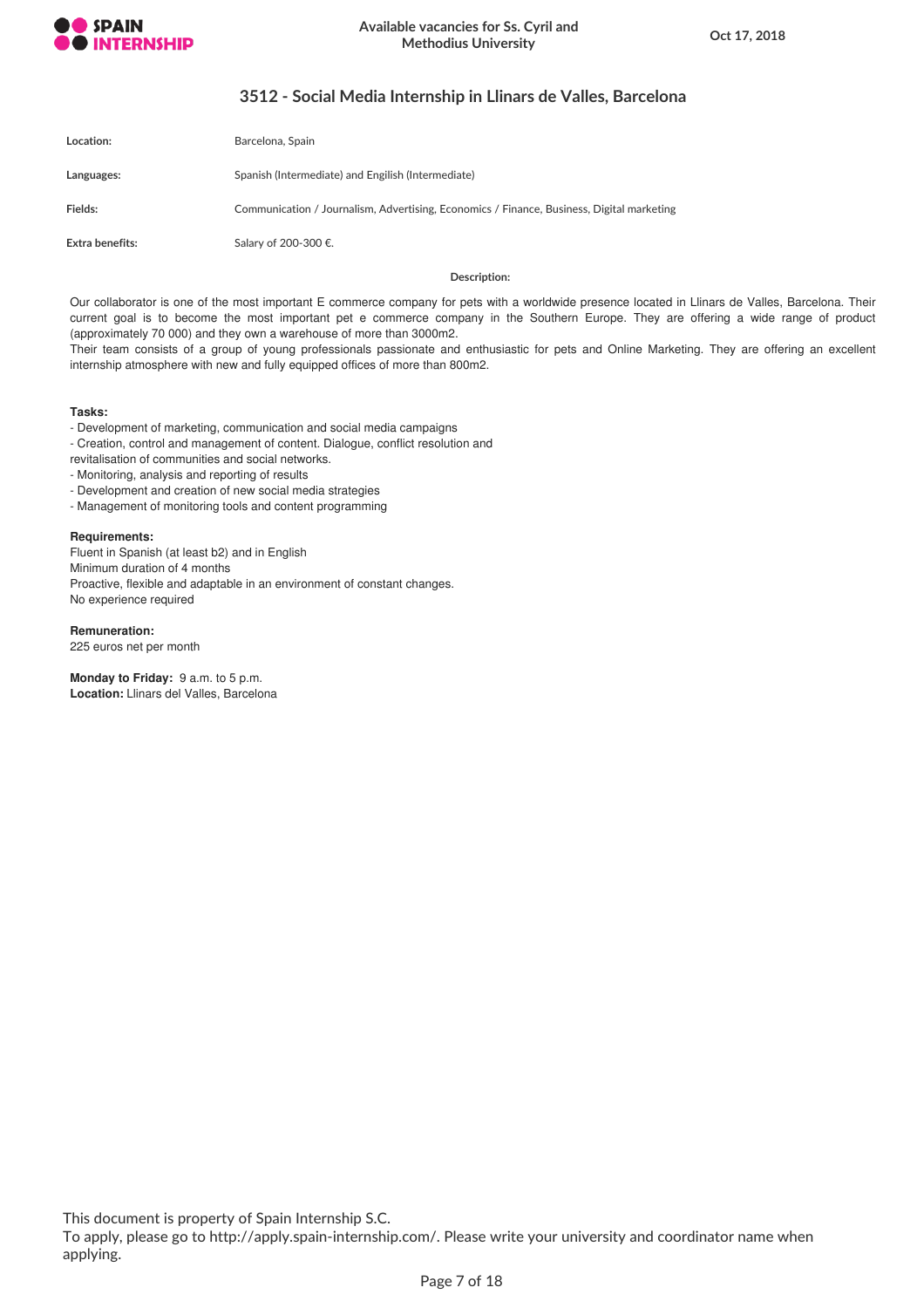## 3512 - Social Media Internship in Llinars de Valles, Barcelona

| | |
|---|---|
| **Location:** | Barcelona, Spain |
| **Languages:** | Spanish (Intermediate) and Engilish (Intermediate) |
| **Fields:** | Communication / Journalism, Advertising, Economics / Finance, Business, Digital marketing |
| **Extra benefits:** | Salary of 200-300 €. |

**Description:**

Our collaborator is one of the most important E commerce company for pets with a worldwide presence located in Llinars de Valles, Barcelona. Their current goal is to become the most important pet e commerce company in the Southern Europe. They are offering a wide range of product (approximately 70 000) and they own a warehouse of more than 3000m2.
Their team consists of a group of young professionals passionate and enthusiastic for pets and Online Marketing. They are offering an excellent internship atmosphere with new and fully equipped offices of more than 800m2.

**Tasks:**

- Development of marketing, communication and social media campaigns
- Creation, control and management of content. Dialogue, conflict resolution and revitalisation of communities and social networks.
- Monitoring, analysis and reporting of results
- Development and creation of new social media strategies
- Management of monitoring tools and content programming

**Requirements:**

Fluent in Spanish (at least b2) and in English
Minimum duration of 4 months
Proactive, flexible and adaptable in an environment of constant changes.
No experience required

**Remuneration:**

225 euros net per month

**Monday to Friday:** 9 a.m. to 5 p.m.
**Location:** Llinars del Valles, Barcelona

This document is property of Spain Internship S.C.
To apply, please go to http://apply.spain-internship.com/. Please write your university and coordinator name when applying.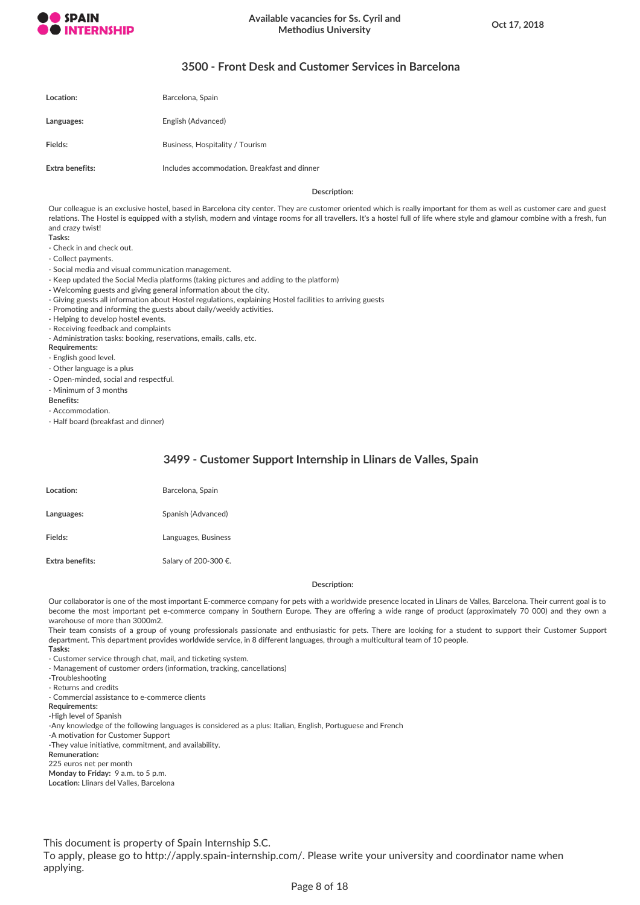## 3500 - Front Desk and Customer Services in Barcelona

| | |
|---|---|
| **Location:** | Barcelona, Spain |
| **Languages:** | English (Advanced) |
| **Fields:** | Business, Hospitality / Tourism |
| **Extra benefits:** | Includes accommodation. Breakfast and dinner |

**Description:**

Our colleague is an exclusive hostel, based in Barcelona city center. They are customer oriented which is really important for them as well as customer care and guest relations. The Hostel is equipped with a stylish, modern and vintage rooms for all travellers. It's a hostel full of life where style and glamour combine with a fresh, fun and crazy twist!

**Tasks:**

- Check in and check out.
- Collect payments.
- Social media and visual communication management.
- Keep updated the Social Media platforms (taking pictures and adding to the platform)
- Welcoming guests and giving general information about the city.
- Giving guests all information about Hostel regulations, explaining Hostel facilities to arriving guests
- Promoting and informing the guests about daily/weekly activities.
- Helping to develop hostel events.
- Receiving feedback and complaints
- Administration tasks: booking, reservations, emails, calls, etc.

**Requirements:**

- English good level.
- Other language is a plus
- Open-minded, social and respectful.
- Minimum of 3 months

**Benefits:**

- Accommodation.
- Half board (breakfast and dinner)

## 3499 - Customer Support Internship in Llinars de Valles, Spain

| | |
|---|---|
| **Location:** | Barcelona, Spain |
| **Languages:** | Spanish (Advanced) |
| **Fields:** | Languages, Business |
| **Extra benefits:** | Salary of 200-300 €. |

**Description:**

Our collaborator is one of the most important E-commerce company for pets with a worldwide presence located in Llinars de Valles, Barcelona. Their current goal is to become the most important pet e-commerce company in Southern Europe. They are offering a wide range of product (approximately 70 000) and they own a warehouse of more than 3000m2.

Their team consists of a group of young professionals passionate and enthusiastic for pets. There are looking for a student to support their Customer Support department. This department provides worldwide service, in 8 different languages, through a multicultural team of 10 people.

**Tasks:**

- Customer service through chat, mail, and ticketing system.
- Management of customer orders (information, tracking, cancellations)
- Troubleshooting
- Returns and credits
- Commercial assistance to e-commerce clients

**Requirements:**

- High level of Spanish
- Any knowledge of the following languages is considered as a plus: Italian, English, Portuguese and French
- A motivation for Customer Support
- They value initiative, commitment, and availability.

**Remuneration:**

225 euros net per month

**Monday to Friday:** 9 a.m. to 5 p.m.

**Location:** Llinars del Valles, Barcelona

This document is property of Spain Internship S.C.
To apply, please go to http://apply.spain-internship.com/. Please write your university and coordinator name when applying.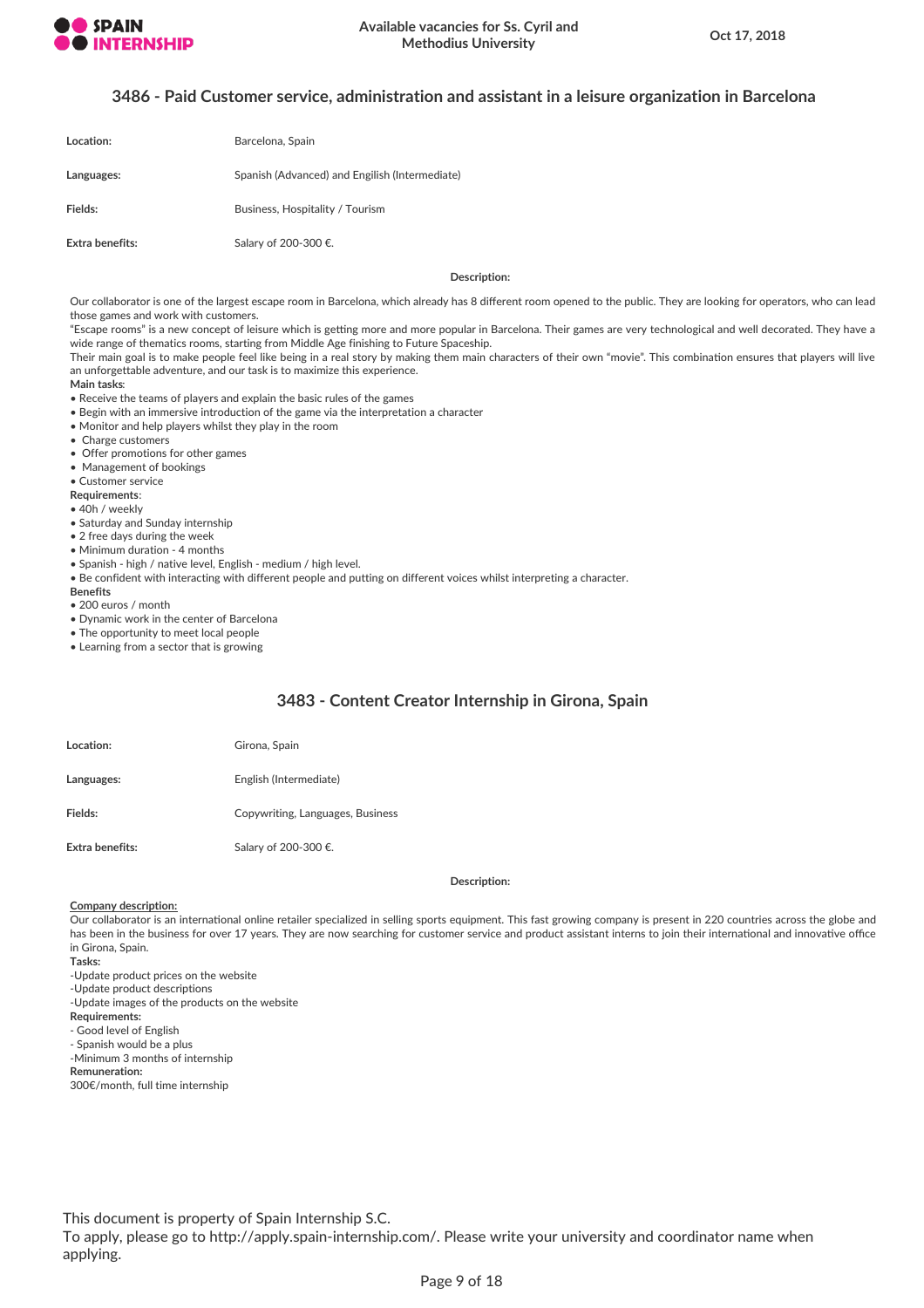## 3486 - Paid Customer service, administration and assistant in a leisure organization in Barcelona

| | |
|---|---|
| **Location:** | Barcelona, Spain |
| **Languages:** | Spanish (Advanced) and Engilish (Intermediate) |
| **Fields:** | Business, Hospitality / Tourism |
| **Extra benefits:** | Salary of 200-300 €. |

**Description:**

Our collaborator is one of the largest escape room in Barcelona, which already has 8 different room opened to the public. They are looking for operators, who can lead those games and work with customers.

"Escape rooms" is a new concept of leisure which is getting more and more popular in Barcelona. Their games are very technological and well decorated. They have a wide range of thematics rooms, starting from Middle Age finishing to Future Spaceship.

Their main goal is to make people feel like being in a real story by making them main characters of their own "movie". This combination ensures that players will live an unforgettable adventure, and our task is to maximize this experience.

**Main tasks**:

- Receive the teams of players and explain the basic rules of the games
- Begin with an immersive introduction of the game via the interpretation a character
- Monitor and help players whilst they play in the room
- Charge customers
- Offer promotions for other games
- Management of bookings
- Customer service

**Requirements**:

- 40h / weekly
- Saturday and Sunday internship
- 2 free days during the week
- Minimum duration - 4 months
- Spanish - high / native level, English - medium / high level.
- Be confident with interacting with different people and putting on different voices whilst interpreting a character.

**Benefits**

- 200 euros / month
- Dynamic work in the center of Barcelona
- The opportunity to meet local people
- Learning from a sector that is growing

## 3483 - Content Creator Internship in Girona, Spain

| | |
|---|---|
| **Location:** | Girona, Spain |
| **Languages:** | English (Intermediate) |
| **Fields:** | Copywriting, Languages, Business |
| **Extra benefits:** | Salary of 200-300 €. |

**Description:**

**Company description:**

Our collaborator is an international online retailer specialized in selling sports equipment. This fast growing company is present in 220 countries across the globe and has been in the business for over 17 years. They are now searching for customer service and product assistant interns to join their international and innovative office in Girona, Spain.

**Tasks:**

-Update product prices on the website

-Update product descriptions

-Update images of the products on the website

**Requirements:**

- Good level of English

- Spanish would be a plus

-Minimum 3 months of internship

**Remuneration:**

300€/month, full time internship

This document is property of Spain Internship S.C.

To apply, please go to http://apply.spain-internship.com/. Please write your university and coordinator name when applying.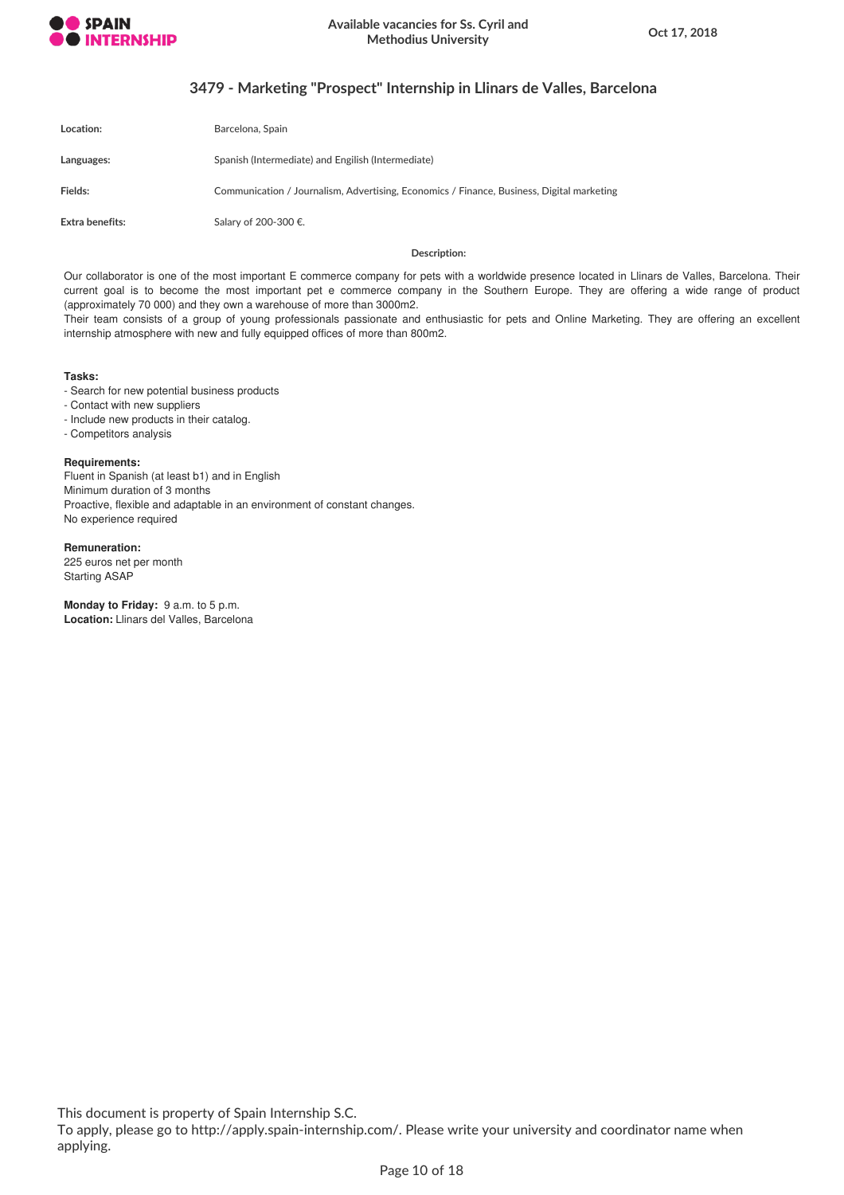## 3479 - Marketing "Prospect" Internship in Llinars de Valles, Barcelona

| | |
|---|---|
| **Location:** | Barcelona, Spain |
| **Languages:** | Spanish (Intermediate) and Engilish (Intermediate) |
| **Fields:** | Communication / Journalism, Advertising, Economics / Finance, Business, Digital marketing |
| **Extra benefits:** | Salary of 200-300 €. |

**Description:**

Our collaborator is one of the most important E commerce company for pets with a worldwide presence located in Llinars de Valles, Barcelona. Their current goal is to become the most important pet e commerce company in the Southern Europe. They are offering a wide range of product (approximately 70 000) and they own a warehouse of more than 3000m2.
Their team consists of a group of young professionals passionate and enthusiastic for pets and Online Marketing. They are offering an excellent internship atmosphere with new and fully equipped offices of more than 800m2.

**Tasks:**
- Search for new potential business products
- Contact with new suppliers
- Include new products in their catalog.
- Competitors analysis

**Requirements:**
Fluent in Spanish (at least b1) and in English
Minimum duration of 3 months
Proactive, flexible and adaptable in an environment of constant changes.
No experience required

**Remuneration:**
225 euros net per month
Starting ASAP

**Monday to Friday:** 9 a.m. to 5 p.m.
**Location:** Llinars del Valles, Barcelona

This document is property of Spain Internship S.C.
To apply, please go to http://apply.spain-internship.com/. Please write your university and coordinator name when applying.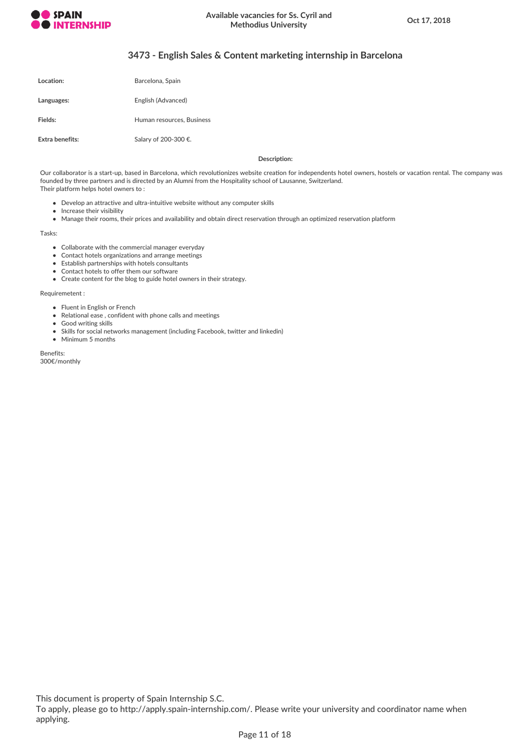## 3473 - English Sales & Content marketing internship in Barcelona

| | |
|---|---|
| **Location:** | Barcelona, Spain |
| **Languages:** | English (Advanced) |
| **Fields:** | Human resources, Business |
| **Extra benefits:** | Salary of 200-300 €. |

**Description:**

Our collaborator is a start-up, based in Barcelona, which revolutionizes website creation for independents hotel owners, hostels or vacation rental. The company was founded by three partners and is directed by an Alumni from the Hospitality school of Lausanne, Switzerland.
Their platform helps hotel owners to :

- Develop an attractive and ultra-intuitive website without any computer skills
- Increase their visibility
- Manage their rooms, their prices and availability and obtain direct reservation through an optimized reservation platform

Tasks:

- Collaborate with the commercial manager everyday
- Contact hotels organizations and arrange meetings
- Establish partnerships with hotels consultants
- Contact hotels to offer them our software
- Create content for the blog to guide hotel owners in their strategy.

Requiremetent :

- Fluent in English or French
- Relational ease , confident with phone calls and meetings
- Good writing skills
- Skills for social networks management (including Facebook, twitter and linkedin)
- Minimum 5 months

Benefits:
300€/monthly

This document is property of Spain Internship S.C.
To apply, please go to http://apply.spain-internship.com/. Please write your university and coordinator name when applying.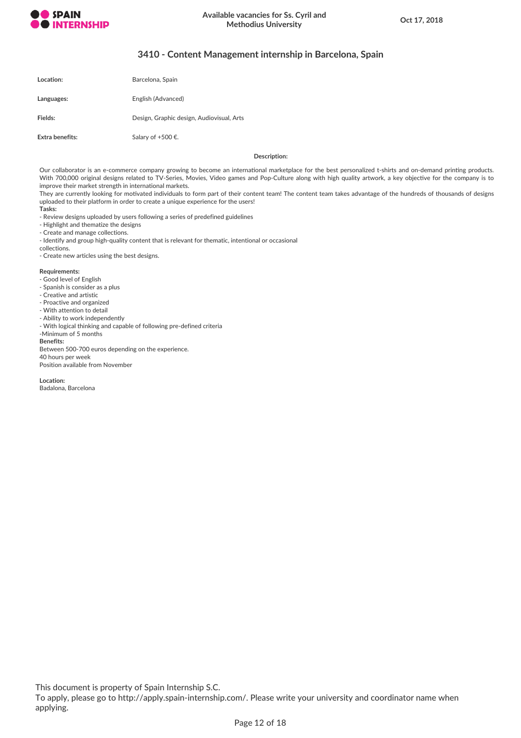## 3410 - Content Management internship in Barcelona, Spain

| | |
|---|---|
| **Location:** | Barcelona, Spain |
| **Languages:** | English (Advanced) |
| **Fields:** | Design, Graphic design, Audiovisual, Arts |
| **Extra benefits:** | Salary of +500 €. |

**Description:**

Our collaborator is an e-commerce company growing to become an international marketplace for the best personalized t-shirts and on-demand printing products. With 700,000 original designs related to TV-Series, Movies, Video games and Pop-Culture along with high quality artwork, a key objective for the company is to improve their market strength in international markets.
They are currently looking for motivated individuals to form part of their content team! The content team takes advantage of the hundreds of thousands of designs uploaded to their platform in order to create a unique experience for the users!

**Tasks:**

- Review designs uploaded by users following a series of predefined guidelines
- Highlight and thematize the designs
- Create and manage collections.
- Identify and group high-quality content that is relevant for thematic, intentional or occasional collections.
- Create new articles using the best designs.

**Requirements:**

- Good level of English
- Spanish is consider as a plus
- Creative and artistic
- Proactive and organized
- With attention to detail
- Ability to work independently
- With logical thinking and capable of following pre-defined criteria
- Minimum of 5 months

**Benefits:**

Between 500-700 euros depending on the experience.
40 hours per week
Position available from November

**Location:**
Badalona, Barcelona

This document is property of Spain Internship S.C.
To apply, please go to http://apply.spain-internship.com/. Please write your university and coordinator name when applying.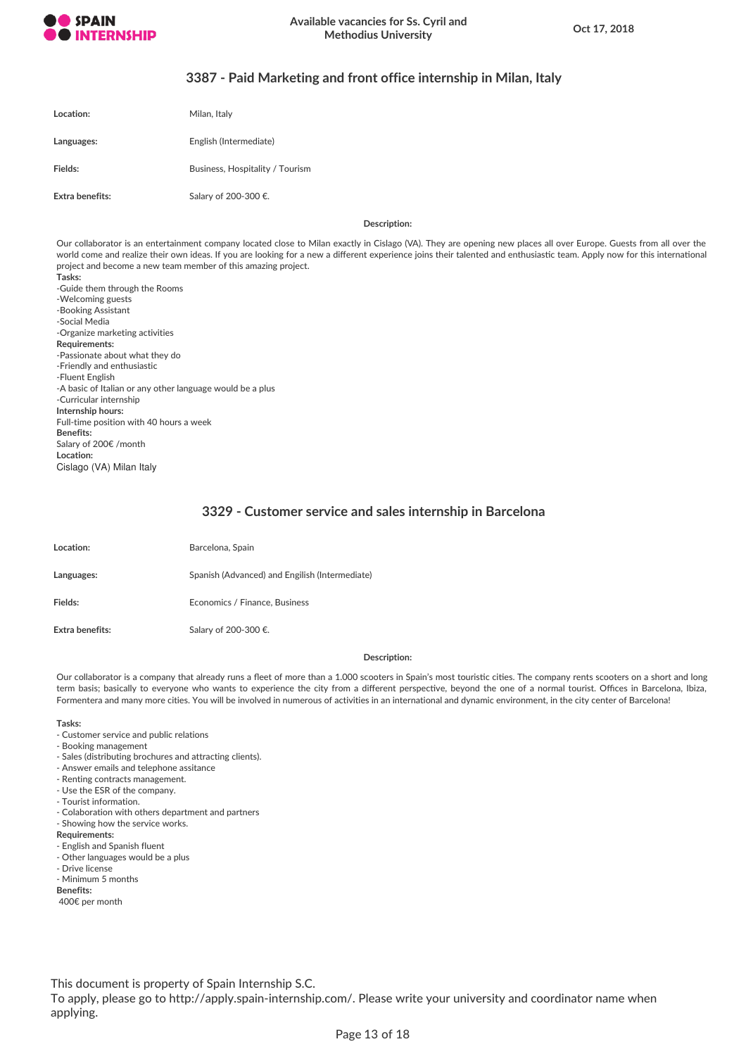## 3387 - Paid Marketing and front office internship in Milan, Italy

| | |
|---|---|
| **Location:** | Milan, Italy |
| **Languages:** | English (Intermediate) |
| **Fields:** | Business, Hospitality / Tourism |
| **Extra benefits:** | Salary of 200-300 €. |

**Description:**

Our collaborator is an entertainment company located close to Milan exactly in Cislago (VA). They are opening new places all over Europe. Guests from all over the world come and realize their own ideas. If you are looking for a new a different experience joins their talented and enthusiastic team. Apply now for this international project and become a new team member of this amazing project.

**Tasks:**
-Guide them through the Rooms
-Welcoming guests
-Booking Assistant
-Social Media
-Organize marketing activities

**Requirements:**
-Passionate about what they do
-Friendly and enthusiastic
-Fluent English
-A basic of Italian or any other language would be a plus
-Curricular internship

**Internship hours:**
Full-time position with 40 hours a week

**Benefits:**
Salary of 200€ /month

**Location:**
Cislago (VA) Milan Italy

## 3329 - Customer service and sales internship in Barcelona

| | |
|---|---|
| **Location:** | Barcelona, Spain |
| **Languages:** | Spanish (Advanced) and Engilish (Intermediate) |
| **Fields:** | Economics / Finance, Business |
| **Extra benefits:** | Salary of 200-300 €. |

**Description:**

Our collaborator is a company that already runs a fleet of more than a 1.000 scooters in Spain's most touristic cities. The company rents scooters on a short and long term basis; basically to everyone who wants to experience the city from a different perspective, beyond the one of a normal tourist. Offices in Barcelona, Ibiza, Formentera and many more cities. You will be involved in numerous of activities in an international and dynamic environment, in the city center of Barcelona!

**Tasks:**
- Customer service and public relations
- Booking management
- Sales (distributing brochures and attracting clients).
- Answer emails and telephone assitance
- Renting contracts management.
- Use the ESR of the company.
- Tourist information.
- Colaboration with others department and partners
- Showing how the service works.

**Requirements:**
- English and Spanish fluent
- Other languages would be a plus
- Drive license
- Minimum 5 months

**Benefits:**
400€ per month

This document is property of Spain Internship S.C.
To apply, please go to http://apply.spain-internship.com/. Please write your university and coordinator name when applying.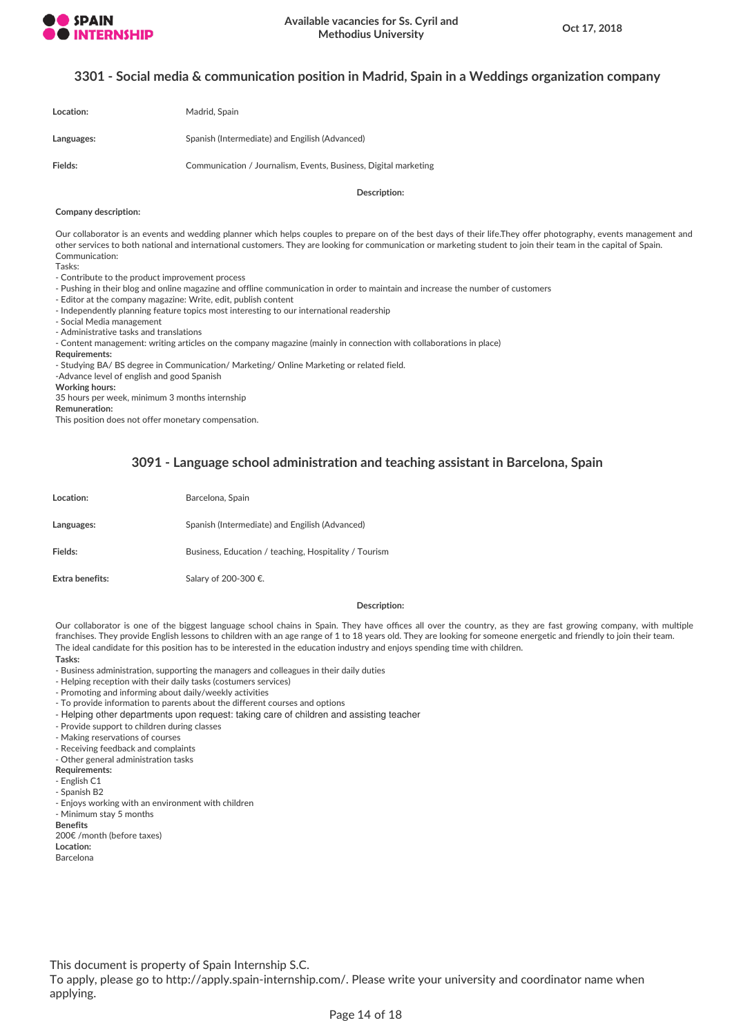## 3301 - Social media & communication position in Madrid, Spain in a Weddings organization company

| | |
|---|---|
| **Location:** | Madrid, Spain |
| **Languages:** | Spanish (Intermediate) and English (Advanced) |
| **Fields:** | Communication / Journalism, Events, Business, Digital marketing |

**Description:**

**Company description:**

Our collaborator is an events and wedding planner which helps couples to prepare on of the best days of their life.They offer photography, events management and other services to both national and international customers. They are looking for communication or marketing student to join their team in the capital of Spain.
Communication:
Tasks:
- Contribute to the product improvement process
- Pushing in their blog and online magazine and offline communication in order to maintain and increase the number of customers
- Editor at the company magazine: Write, edit, publish content
- Independently planning feature topics most interesting to our international readership
- Social Media management
- Administrative tasks and translations
- Content management: writing articles on the company magazine (mainly in connection with collaborations in place)

**Requirements:**
- Studying BA/ BS degree in Communication/ Marketing/ Online Marketing or related field.
-Advance level of english and good Spanish

**Working hours:**
35 hours per week, minimum 3 months internship

**Remuneration:**
This position does not offer monetary compensation.

## 3091 - Language school administration and teaching assistant in Barcelona, Spain

| | |
|---|---|
| **Location:** | Barcelona, Spain |
| **Languages:** | Spanish (Intermediate) and English (Advanced) |
| **Fields:** | Business, Education / teaching, Hospitality / Tourism |
| **Extra benefits:** | Salary of 200-300 €. |

**Description:**

Our collaborator is one of the biggest language school chains in Spain. They have offices all over the country, as they are fast growing company, with multiple franchises. They provide English lessons to children with an age range of 1 to 18 years old. They are looking for someone energetic and friendly to join their team. The ideal candidate for this position has to be interested in the education industry and enjoys spending time with children.

**Tasks:**
- Business administration, supporting the managers and colleagues in their daily duties
- Helping reception with their daily tasks (costumers services)
- Promoting and informing about daily/weekly activities
- To provide information to parents about the different courses and options
- Helping other departments upon request: taking care of children and assisting teacher
- Provide support to children during classes
- Making reservations of courses
- Receiving feedback and complaints
- Other general administration tasks

**Requirements:**
- English C1
- Spanish B2
- Enjoys working with an environment with children
- Minimum stay 5 months

**Benefits**
200€ /month (before taxes)

**Location:**
Barcelona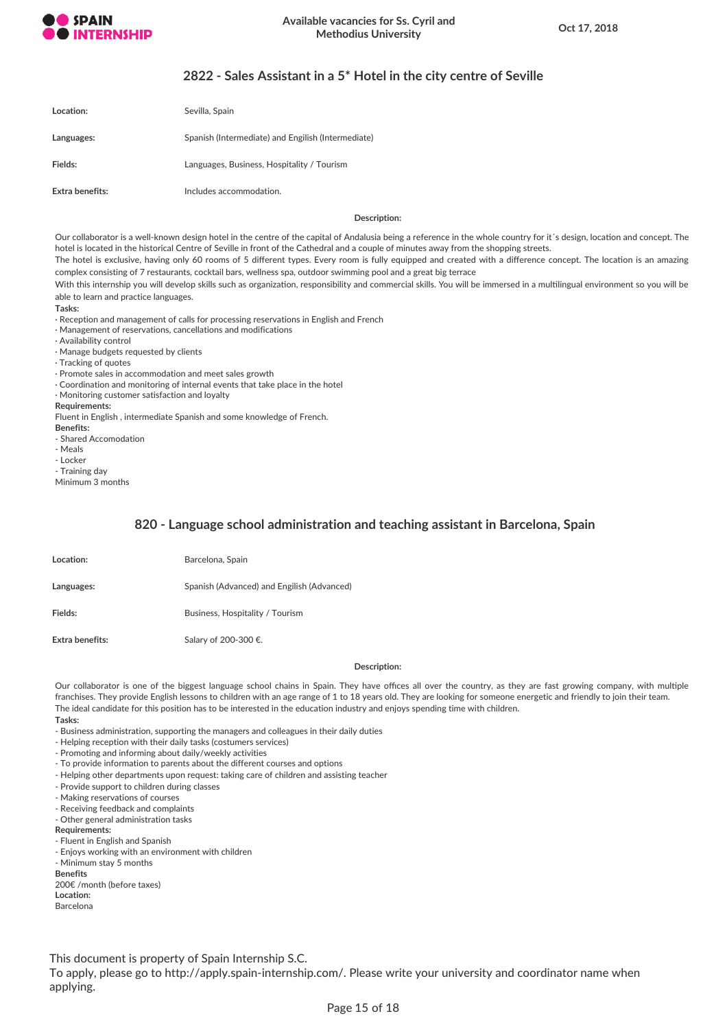## 2822 - Sales Assistant in a 5* Hotel in the city centre of Seville

| | |
|---|---|
| **Location:** | Sevilla, Spain |
| **Languages:** | Spanish (Intermediate) and Engilish (Intermediate) |
| **Fields:** | Languages, Business, Hospitality / Tourism |
| **Extra benefits:** | Includes accommodation. |

**Description:**

Our collaborator is a well-known design hotel in the centre of the capital of Andalusia being a reference in the whole country for it´s design, location and concept. The hotel is located in the historical Centre of Seville in front of the Cathedral and a couple of minutes away from the shopping streets.
The hotel is exclusive, having only 60 rooms of 5 different types. Every room is fully equipped and created with a difference concept. The location is an amazing complex consisting of 7 restaurants, cocktail bars, wellness spa, outdoor swimming pool and a great big terrace
With this internship you will develop skills such as organization, responsibility and commercial skills. You will be immersed in a multilingual environment so you will be able to learn and practice languages.

**Tasks:**

· Reception and management of calls for processing reservations in English and French
· Management of reservations, cancellations and modifications
· Availability control
· Manage budgets requested by clients
· Tracking of quotes
· Promote sales in accommodation and meet sales growth
· Coordination and monitoring of internal events that take place in the hotel
· Monitoring customer satisfaction and loyalty

**Requirements:**

Fluent in English , intermediate Spanish and some knowledge of French.

**Benefits:**

- Shared Accomodation
- Meals
- Locker
- Training day

Minimum 3 months

## 820 - Language school administration and teaching assistant in Barcelona, Spain

| | |
|---|---|
| **Location:** | Barcelona, Spain |
| **Languages:** | Spanish (Advanced) and Engilish (Advanced) |
| **Fields:** | Business, Hospitality / Tourism |
| **Extra benefits:** | Salary of 200-300 €. |

**Description:**

Our collaborator is one of the biggest language school chains in Spain. They have offices all over the country, as they are fast growing company, with multiple franchises. They provide English lessons to children with an age range of 1 to 18 years old. They are looking for someone energetic and friendly to join their team.
The ideal candidate for this position has to be interested in the education industry and enjoys spending time with children.

**Tasks:**

- Business administration, supporting the managers and colleagues in their daily duties
- Helping reception with their daily tasks (costumers services)
- Promoting and informing about daily/weekly activities
- To provide information to parents about the different courses and options
- Helping other departments upon request: taking care of children and assisting teacher
- Provide support to children during classes
- Making reservations of courses
- Receiving feedback and complaints
- Other general administration tasks

**Requirements:**

- Fluent in English and Spanish
- Enjoys working with an environment with children
- Minimum stay 5 months

**Benefits**

200€ /month (before taxes)

**Location:**

Barcelona

This document is property of Spain Internship S.C.
To apply, please go to http://apply.spain-internship.com/. Please write your university and coordinator name when applying.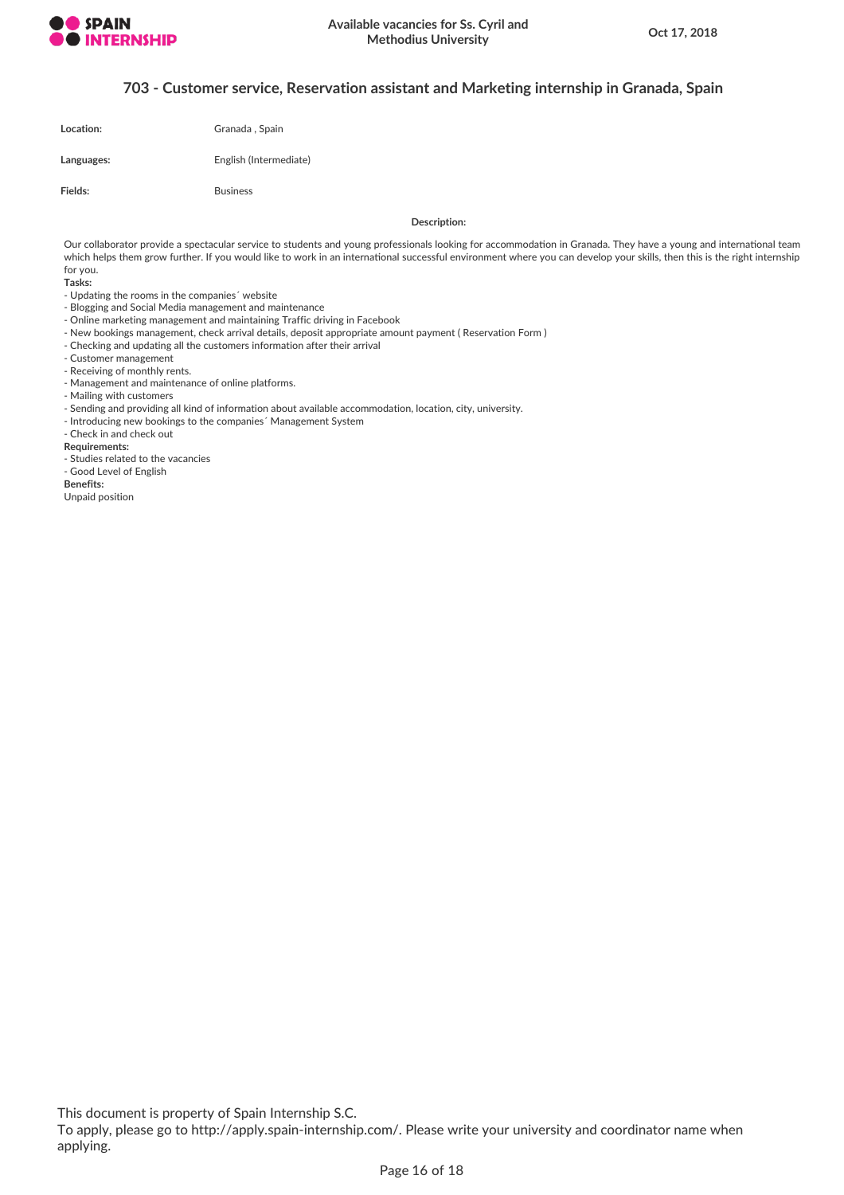## 703 - Customer service, Reservation assistant and Marketing internship in Granada, Spain

**Location:** Granada , Spain

**Languages:** English (Intermediate)

**Fields:** Business

**Description:**

Our collaborator provide a spectacular service to students and young professionals looking for accommodation in Granada. They have a young and international team which helps them grow further. If you would like to work in an international successful environment where you can develop your skills, then this is the right internship for you.

**Tasks:**

- Updating the rooms in the companies´ website
- Blogging and Social Media management and maintenance
- Online marketing management and maintaining Traffic driving in Facebook
- New bookings management, check arrival details, deposit appropriate amount payment ( Reservation Form )
- Checking and updating all the customers information after their arrival
- Customer management
- Receiving of monthly rents.
- Management and maintenance of online platforms.
- Mailing with customers
- Sending and providing all kind of information about available accommodation, location, city, university.
- Introducing new bookings to the companies´ Management System
- Check in and check out

**Requirements:**

- Studies related to the vacancies
- Good Level of English

**Benefits:**

Unpaid position

This document is property of Spain Internship S.C.
To apply, please go to http://apply.spain-internship.com/. Please write your university and coordinator name when applying.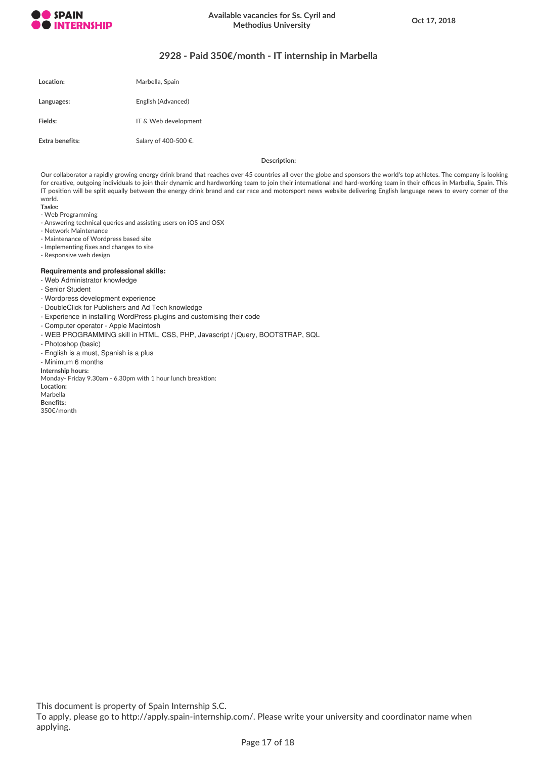## 2928 - Paid 350€/month - IT internship in Marbella

| | |
|---|---|
| **Location:** | Marbella, Spain |
| **Languages:** | English (Advanced) |
| **Fields:** | IT & Web development |
| **Extra benefits:** | Salary of 400-500 €. |

**Description:**

Our collaborator a rapidly growing energy drink brand that reaches over 45 countries all over the globe and sponsors the world's top athletes. The company is looking for creative, outgoing individuals to join their dynamic and hardworking team to join their international and hard-working team in their offices in Marbella, Spain. This IT position will be split equally between the energy drink brand and car race and motorsport news website delivering English language news to every corner of the world.

**Tasks:**

- Web Programming
- Answering technical queries and assisting users on iOS and OSX
- Network Maintenance
- Maintenance of Wordpress based site
- Implementing fixes and changes to site
- Responsive web design

**Requirements and professional skills:**

- Web Administrator knowledge
- Senior Student
- Wordpress development experience
- DoubleClick for Publishers and Ad Tech knowledge
- Experience in installing WordPress plugins and customising their code
- Computer operator - Apple Macintosh
- WEB PROGRAMMING skill in HTML, CSS, PHP, Javascript / jQuery, BOOTSTRAP, SQL
- Photoshop (basic)
- English is a must, Spanish is a plus
- Minimum 6 months

**Internship hours:**

Monday- Friday 9.30am - 6.30pm with 1 hour lunch breaktion:

**Location:**

Marbella

**Benefits:**

350€/month

This document is property of Spain Internship S.C.
To apply, please go to http://apply.spain-internship.com/. Please write your university and coordinator name when applying.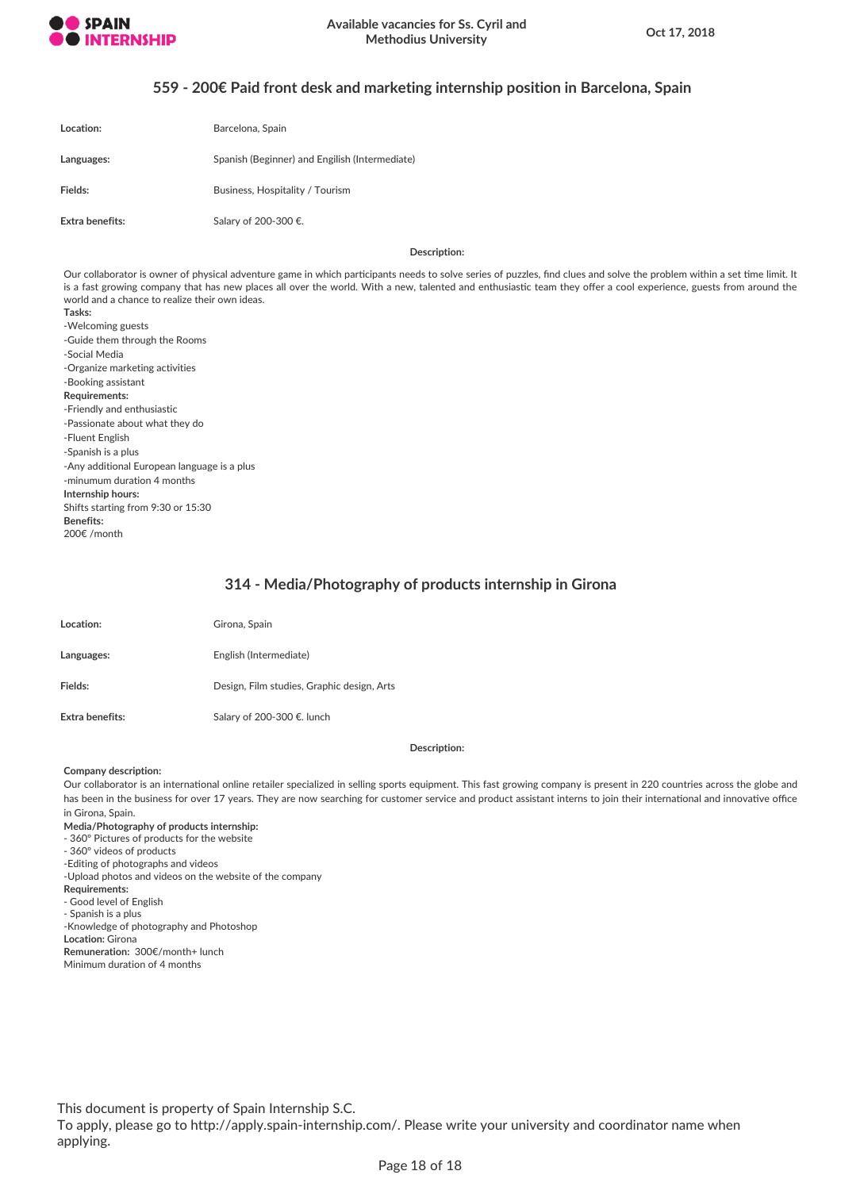## 559 - 200€ Paid front desk and marketing internship position in Barcelona, Spain

| | |
|---|---|
| **Location:** | Barcelona, Spain |
| **Languages:** | Spanish (Beginner) and Engilish (Intermediate) |
| **Fields:** | Business, Hospitality / Tourism |
| **Extra benefits:** | Salary of 200-300 €. |

**Description:**

Our collaborator is owner of physical adventure game in which participants needs to solve series of puzzles, find clues and solve the problem within a set time limit. It is a fast growing company that has new places all over the world. With a new, talented and enthusiastic team they offer a cool experience, guests from around the world and a chance to realize their own ideas.

**Tasks:**

-Welcoming guests
-Guide them through the Rooms
-Social Media
-Organize marketing activities
-Booking assistant

**Requirements:**

-Friendly and enthusiastic
-Passionate about what they do
-Fluent English
-Spanish is a plus
-Any additional European language is a plus
-minumum duration 4 months

**Internship hours:**

Shifts starting from 9:30 or 15:30

**Benefits:**

200€ /month

## 314 - Media/Photography of products internship in Girona

| | |
|---|---|
| **Location:** | Girona, Spain |
| **Languages:** | English (Intermediate) |
| **Fields:** | Design, Film studies, Graphic design, Arts |
| **Extra benefits:** | Salary of 200-300 €. lunch |

**Description:**

**Company description:**

Our collaborator is an international online retailer specialized in selling sports equipment. This fast growing company is present in 220 countries across the globe and has been in the business for over 17 years. They are now searching for customer service and product assistant interns to join their international and innovative office in Girona, Spain.

**Media/Photography of products internship:**

- 360º Pictures of products for the website
- 360º videos of products
-Editing of photographs and videos
-Upload photos and videos on the website of the company

**Requirements:**

- Good level of English
- Spanish is a plus
-Knowledge of photography and Photoshop

**Location:** Girona
**Remuneration:** 300€/month+ lunch
Minimum duration of 4 months

This document is property of Spain Internship S.C.
To apply, please go to http://apply.spain-internship.com/. Please write your university and coordinator name when applying.